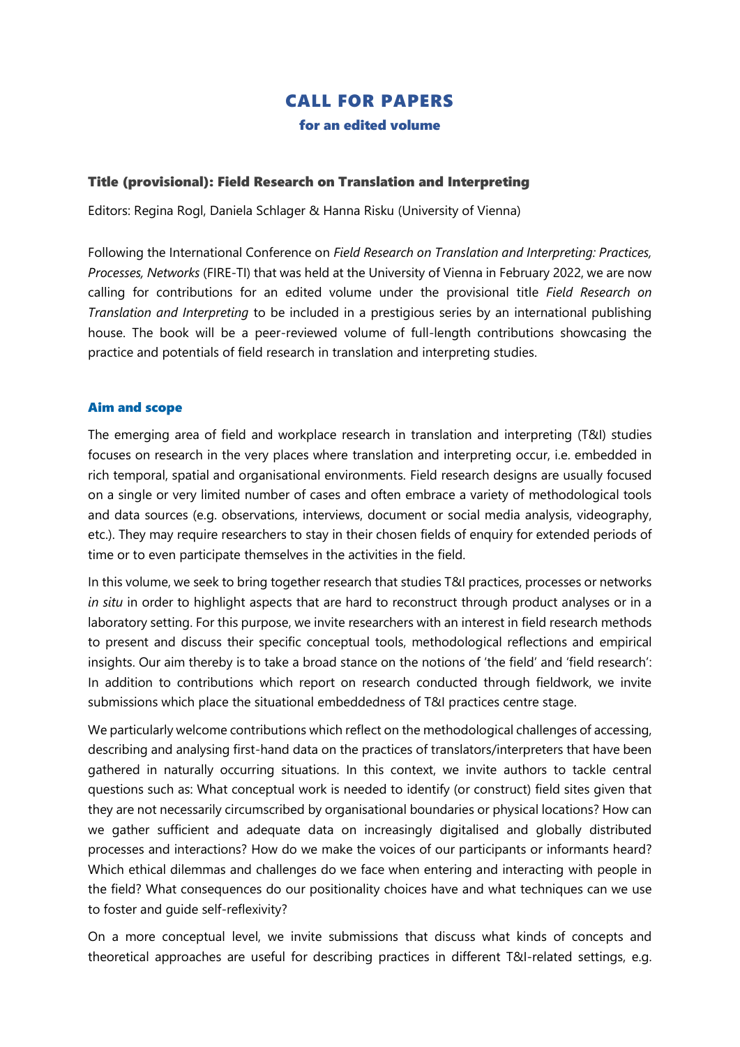# CALL FOR PAPERS

## for an edited volume

### Title (provisional): Field Research on Translation and Interpreting

Editors: Regina Rogl, Daniela Schlager & Hanna Risku (University of Vienna)

Following the International Conference on *Field Research on Translation and Interpreting: Practices, Processes, Networks* (FIRE-TI) that was held at the University of Vienna in February 2022, we are now calling for contributions for an edited volume under the provisional title *Field Research on Translation and Interpreting* to be included in a prestigious series by an international publishing house. The book will be a peer-reviewed volume of full-length contributions showcasing the practice and potentials of field research in translation and interpreting studies.

### Aim and scope

The emerging area of field and workplace research in translation and interpreting (T&I) studies focuses on research in the very places where translation and interpreting occur, i.e. embedded in rich temporal, spatial and organisational environments. Field research designs are usually focused on a single or very limited number of cases and often embrace a variety of methodological tools and data sources (e.g. observations, interviews, document or social media analysis, videography, etc.). They may require researchers to stay in their chosen fields of enquiry for extended periods of time or to even participate themselves in the activities in the field.

In this volume, we seek to bring together research that studies T&I practices, processes or networks *in situ* in order to highlight aspects that are hard to reconstruct through product analyses or in a laboratory setting. For this purpose, we invite researchers with an interest in field research methods to present and discuss their specific conceptual tools, methodological reflections and empirical insights. Our aim thereby is to take a broad stance on the notions of 'the field' and 'field research': In addition to contributions which report on research conducted through fieldwork, we invite submissions which place the situational embeddedness of T&I practices centre stage.

We particularly welcome contributions which reflect on the methodological challenges of accessing, describing and analysing first-hand data on the practices of translators/interpreters that have been gathered in naturally occurring situations. In this context, we invite authors to tackle central questions such as: What conceptual work is needed to identify (or construct) field sites given that they are not necessarily circumscribed by organisational boundaries or physical locations? How can we gather sufficient and adequate data on increasingly digitalised and globally distributed processes and interactions? How do we make the voices of our participants or informants heard? Which ethical dilemmas and challenges do we face when entering and interacting with people in the field? What consequences do our positionality choices have and what techniques can we use to foster and guide self-reflexivity?

On a more conceptual level, we invite submissions that discuss what kinds of concepts and theoretical approaches are useful for describing practices in different T&I-related settings, e.g.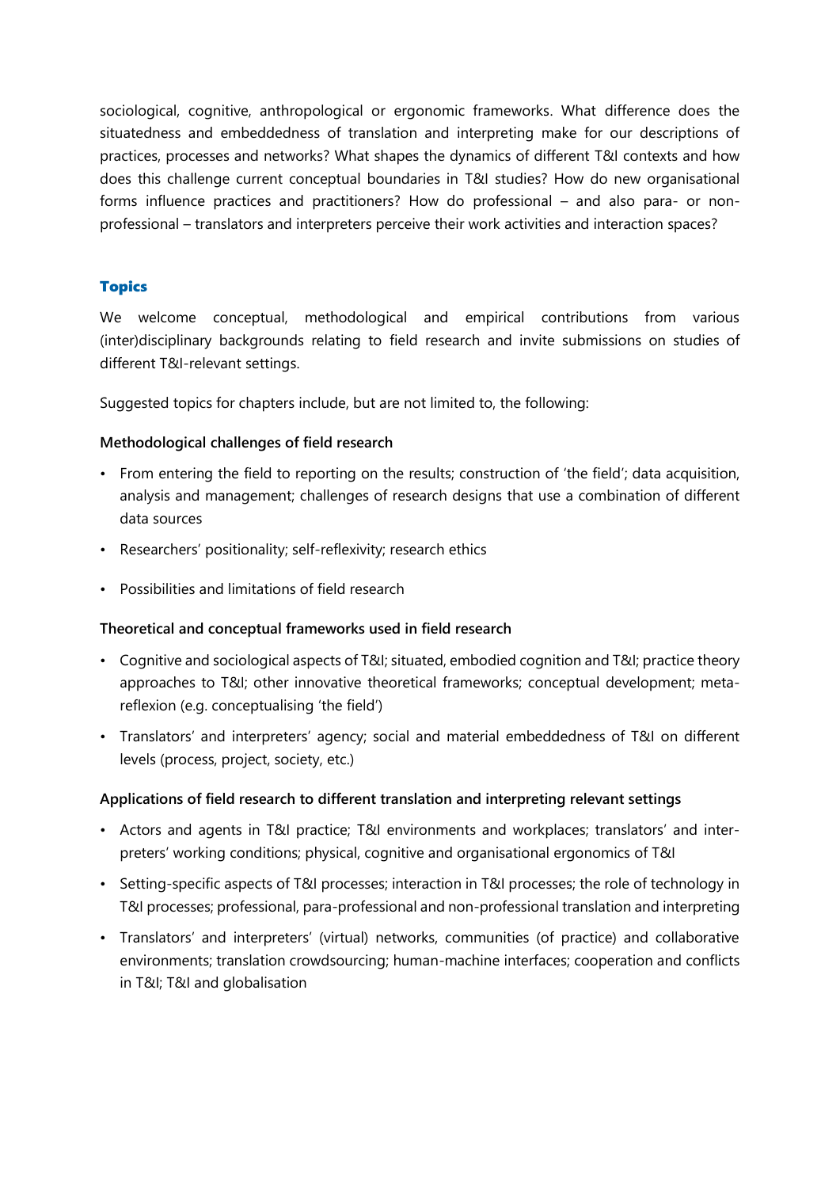sociological, cognitive, anthropological or ergonomic frameworks. What difference does the situatedness and embeddedness of translation and interpreting make for our descriptions of practices, processes and networks? What shapes the dynamics of different T&I contexts and how does this challenge current conceptual boundaries in T&I studies? How do new organisational forms influence practices and practitioners? How do professional – and also para- or non-professional – translators and interpreters perceive their work activities and interaction spaces?

## Topics

We welcome conceptual, methodological and empirical contributions from various (inter)disciplinary backgrounds relating to field research and invite submissions on studies of different T&I-relevant settings.

Suggested topics for chapters include, but are not limited to, the following:

**Methodological challenges of field research**

- From entering the field to reporting on the results; construction of 'the field'; data acquisition, analysis and management; challenges of research designs that use a combination of different data sources
- Researchers' positionality; self-reflexivity; research ethics
- Possibilities and limitations of field research

**Theoretical and conceptual frameworks used in field research**

- Cognitive and sociological aspects of T&I; situated, embodied cognition and T&I; practice theory approaches to T&I; other innovative theoretical frameworks; conceptual development; meta-reflexion (e.g. conceptualising 'the field')
- Translators' and interpreters' agency; social and material embeddedness of T&I on different levels (process, project, society, etc.)

**Applications of field research to different translation and interpreting relevant settings**

- Actors and agents in T&I practice; T&I environments and workplaces; translators' and interpreters' working conditions; physical, cognitive and organisational ergonomics of T&I
- Setting-specific aspects of T&I processes; interaction in T&I processes; the role of technology in T&I processes; professional, para-professional and non-professional translation and interpreting
- Translators' and interpreters' (virtual) networks, communities (of practice) and collaborative environments; translation crowdsourcing; human-machine interfaces; cooperation and conflicts in T&I; T&I and globalisation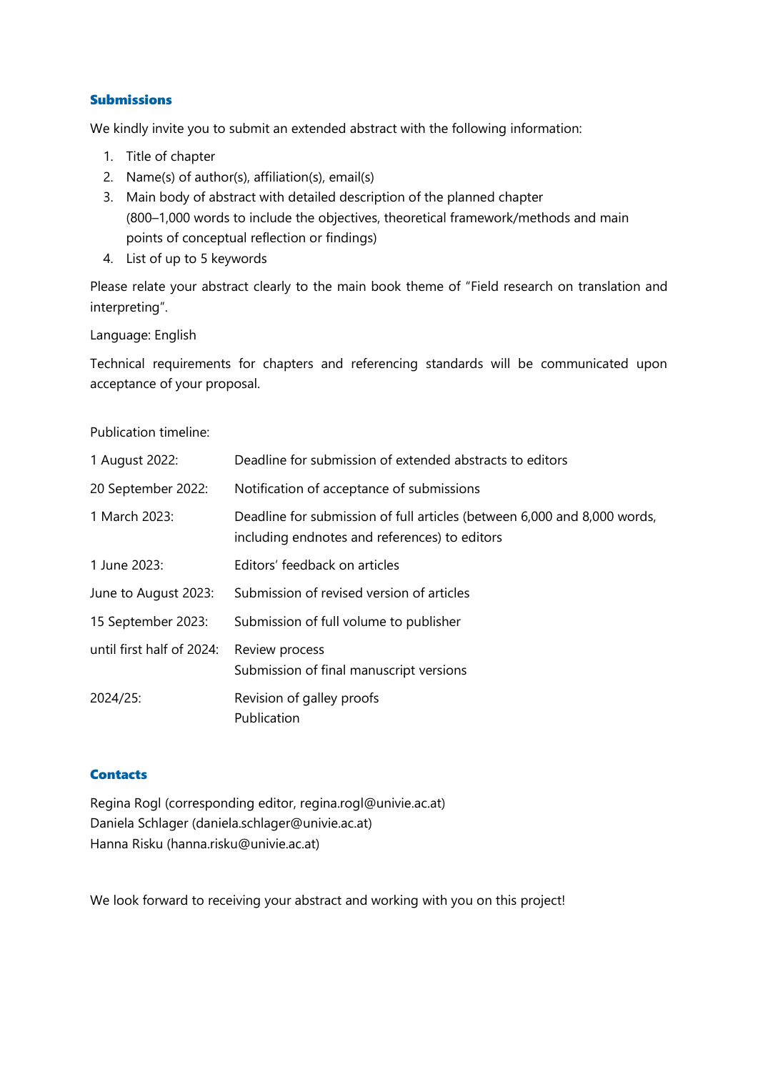## Submissions

We kindly invite you to submit an extended abstract with the following information:

1. Title of chapter
2. Name(s) of author(s), affiliation(s), email(s)
3. Main body of abstract with detailed description of the planned chapter (800–1,000 words to include the objectives, theoretical framework/methods and main points of conceptual reflection or findings)
4. List of up to 5 keywords

Please relate your abstract clearly to the main book theme of "Field research on translation and interpreting".

Language: English

Technical requirements for chapters and referencing standards will be communicated upon acceptance of your proposal.

Publication timeline:

| | |
|---|---|
| 1 August 2022: | Deadline for submission of extended abstracts to editors |
| 20 September 2022: | Notification of acceptance of submissions |
| 1 March 2023: | Deadline for submission of full articles (between 6,000 and 8,000 words, including endnotes and references) to editors |
| 1 June 2023: | Editors' feedback on articles |
| June to August 2023: | Submission of revised version of articles |
| 15 September 2023: | Submission of full volume to publisher |
| until first half of 2024: | Review process<br>Submission of final manuscript versions |
| 2024/25: | Revision of galley proofs<br>Publication |

## Contacts

Regina Rogl (corresponding editor, regina.rogl@univie.ac.at)
Daniela Schlager (daniela.schlager@univie.ac.at)
Hanna Risku (hanna.risku@univie.ac.at)

We look forward to receiving your abstract and working with you on this project!